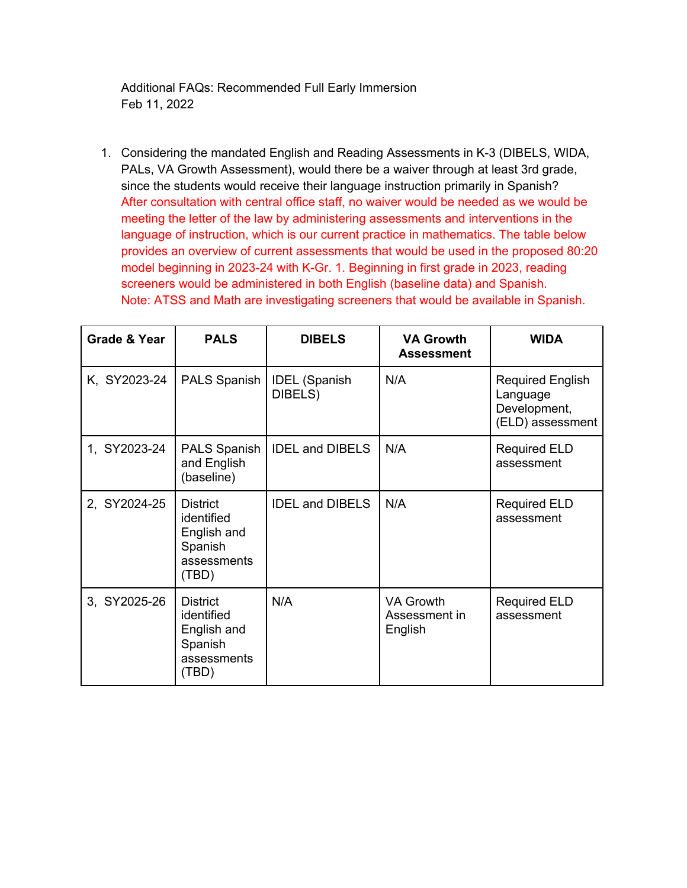Additional FAQs: Recommended Full Early Immersion
Feb 11, 2022

1. Considering the mandated English and Reading Assessments in K-3 (DIBELS, WIDA, PALs, VA Growth Assessment), would there be a waiver through at least 3rd grade, since the students would receive their language instruction primarily in Spanish?
After consultation with central office staff, no waiver would be needed as we would be meeting the letter of the law by administering assessments and interventions in the language of instruction, which is our current practice in mathematics. The table below provides an overview of current assessments that would be used in the proposed 80:20 model beginning in 2023-24 with K-Gr. 1. Beginning in first grade in 2023, reading screeners would be administered in both English (baseline data) and Spanish.
Note: ATSS and Math are investigating screeners that would be available in Spanish.

| Grade & Year | PALS | DIBELS | VA Growth Assessment | WIDA |
|---|---|---|---|---|
| K, SY2023-24 | PALS Spanish | IDEL (Spanish DIBELS) | N/A | Required English Language Development, (ELD) assessment |
| 1, SY2023-24 | PALS Spanish and English (baseline) | IDEL and DIBELS | N/A | Required ELD assessment |
| 2, SY2024-25 | District identified English and Spanish assessments (TBD) | IDEL and DIBELS | N/A | Required ELD assessment |
| 3, SY2025-26 | District identified English and Spanish assessments (TBD) | N/A | VA Growth Assessment in English | Required ELD assessment |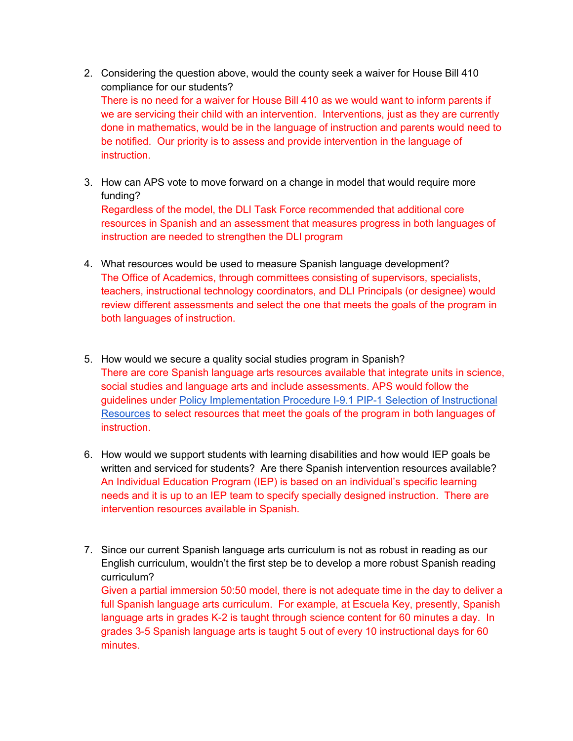2. Considering the question above, would the county seek a waiver for House Bill 410 compliance for our students?
   There is no need for a waiver for House Bill 410 as we would want to inform parents if we are servicing their child with an intervention. Interventions, just as they are currently done in mathematics, would be in the language of instruction and parents would need to be notified. Our priority is to assess and provide intervention in the language of instruction.

3. How can APS vote to move forward on a change in model that would require more funding?
   Regardless of the model, the DLI Task Force recommended that additional core resources in Spanish and an assessment that measures progress in both languages of instruction are needed to strengthen the DLI program

4. What resources would be used to measure Spanish language development?
   The Office of Academics, through committees consisting of supervisors, specialists, teachers, instructional technology coordinators, and DLI Principals (or designee) would review different assessments and select the one that meets the goals of the program in both languages of instruction.

5. How would we secure a quality social studies program in Spanish?
   There are core Spanish language arts resources available that integrate units in science, social studies and language arts and include assessments. APS would follow the guidelines under Policy Implementation Procedure I-9.1 PIP-1 Selection of Instructional Resources to select resources that meet the goals of the program in both languages of instruction.

6. How would we support students with learning disabilities and how would IEP goals be written and serviced for students? Are there Spanish intervention resources available?
   An Individual Education Program (IEP) is based on an individual's specific learning needs and it is up to an IEP team to specify specially designed instruction. There are intervention resources available in Spanish.

7. Since our current Spanish language arts curriculum is not as robust in reading as our English curriculum, wouldn't the first step be to develop a more robust Spanish reading curriculum?
   Given a partial immersion 50:50 model, there is not adequate time in the day to deliver a full Spanish language arts curriculum. For example, at Escuela Key, presently, Spanish language arts in grades K-2 is taught through science content for 60 minutes a day. In grades 3-5 Spanish language arts is taught 5 out of every 10 instructional days for 60 minutes.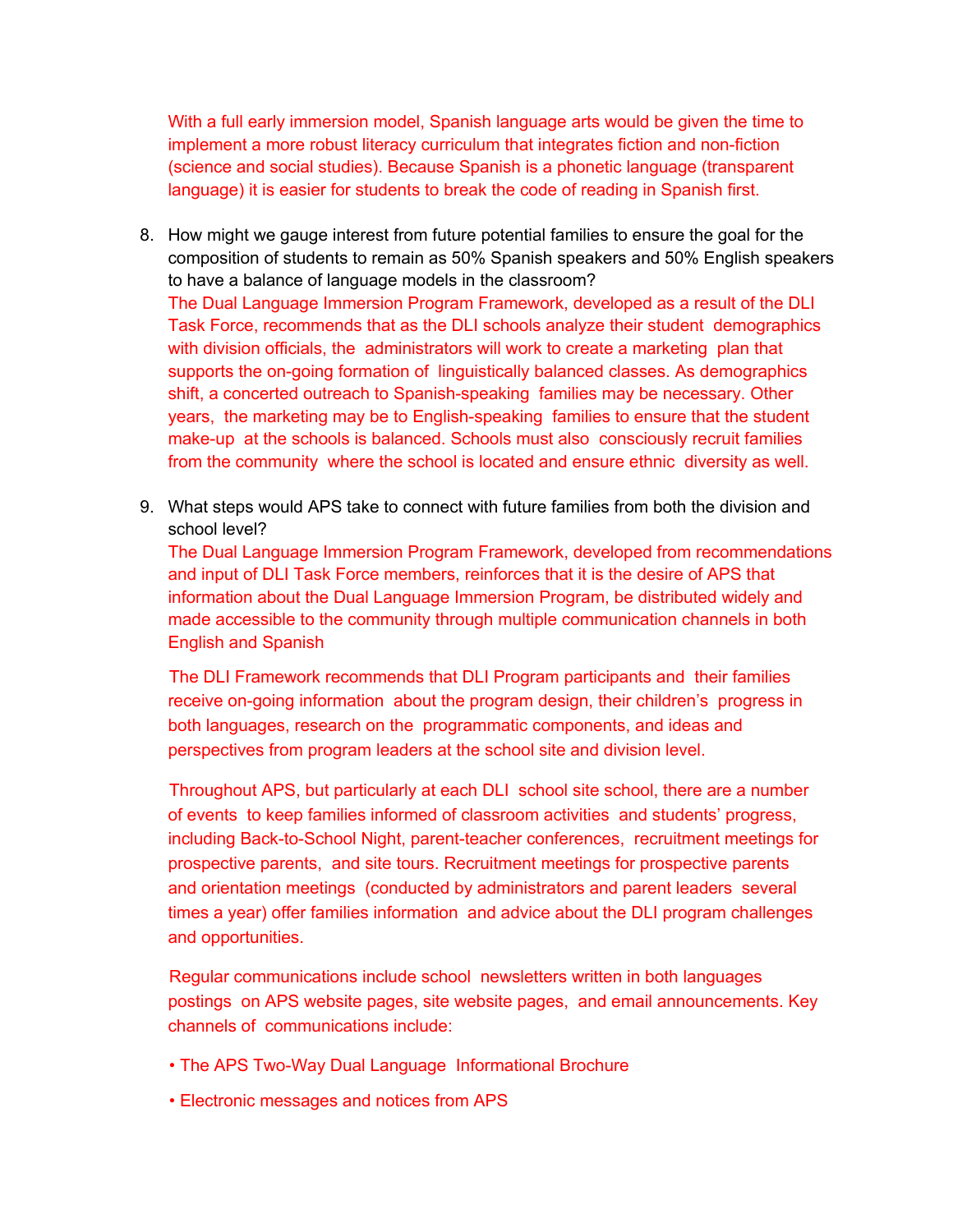With a full early immersion model, Spanish language arts would be given the time to implement a more robust literacy curriculum that integrates fiction and non-fiction (science and social studies). Because Spanish is a phonetic language (transparent language) it is easier for students to break the code of reading in Spanish first.

8. How might we gauge interest from future potential families to ensure the goal for the composition of students to remain as 50% Spanish speakers and 50% English speakers to have a balance of language models in the classroom?
   The Dual Language Immersion Program Framework, developed as a result of the DLI Task Force, recommends that as the DLI schools analyze their student demographics with division officials, the administrators will work to create a marketing plan that supports the on-going formation of linguistically balanced classes. As demographics shift, a concerted outreach to Spanish-speaking families may be necessary. Other years, the marketing may be to English-speaking families to ensure that the student make-up at the schools is balanced. Schools must also consciously recruit families from the community where the school is located and ensure ethnic diversity as well.

9. What steps would APS take to connect with future families from both the division and school level?
   The Dual Language Immersion Program Framework, developed from recommendations and input of DLI Task Force members, reinforces that it is the desire of APS that information about the Dual Language Immersion Program, be distributed widely and made accessible to the community through multiple communication channels in both English and Spanish

   The DLI Framework recommends that DLI Program participants and their families receive on-going information about the program design, their children's progress in both languages, research on the programmatic components, and ideas and perspectives from program leaders at the school site and division level.

   Throughout APS, but particularly at each DLI school site school, there are a number of events to keep families informed of classroom activities and students' progress, including Back-to-School Night, parent-teacher conferences, recruitment meetings for prospective parents, and site tours. Recruitment meetings for prospective parents and orientation meetings (conducted by administrators and parent leaders several times a year) offer families information and advice about the DLI program challenges and opportunities.

   Regular communications include school newsletters written in both languages postings on APS website pages, site website pages, and email announcements. Key channels of communications include:

   • The APS Two-Way Dual Language Informational Brochure

   • Electronic messages and notices from APS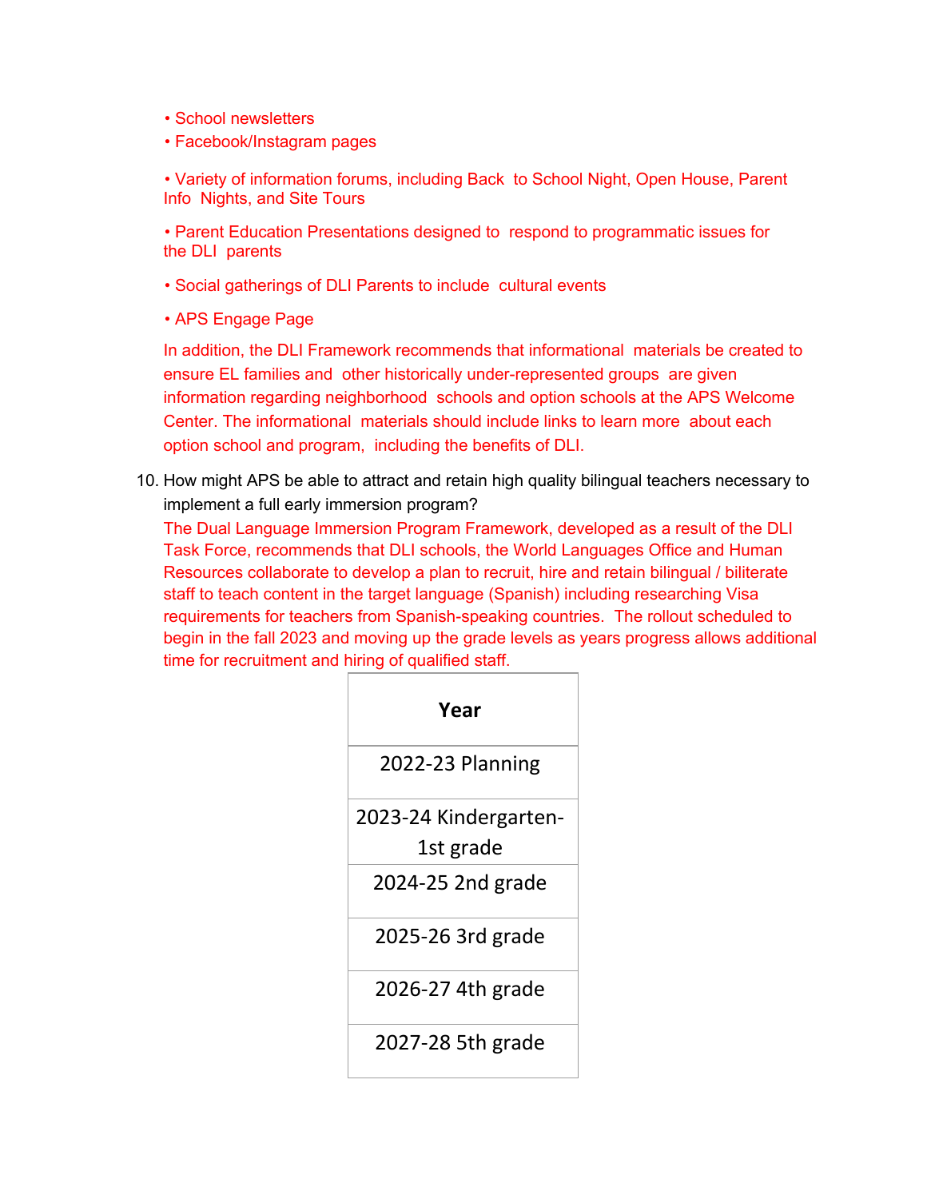- School newsletters
- Facebook/Instagram pages
- Variety of information forums, including Back to School Night, Open House, Parent Info Nights, and Site Tours
- Parent Education Presentations designed to respond to programmatic issues for the DLI parents
- Social gatherings of DLI Parents to include cultural events
- APS Engage Page

In addition, the DLI Framework recommends that informational materials be created to ensure EL families and other historically under-represented groups are given information regarding neighborhood schools and option schools at the APS Welcome Center. The informational materials should include links to learn more about each option school and program, including the benefits of DLI.

10. How might APS be able to attract and retain high quality bilingual teachers necessary to implement a full early immersion program?

    The Dual Language Immersion Program Framework, developed as a result of the DLI Task Force, recommends that DLI schools, the World Languages Office and Human Resources collaborate to develop a plan to recruit, hire and retain bilingual / biliterate staff to teach content in the target language (Spanish) including researching Visa requirements for teachers from Spanish-speaking countries. The rollout scheduled to begin in the fall 2023 and moving up the grade levels as years progress allows additional time for recruitment and hiring of qualified staff.

| Year |
|---|
| 2022-23 Planning |
| 2023-24 Kindergarten-1st grade |
| 2024-25 2nd grade |
| 2025-26 3rd grade |
| 2026-27 4th grade |
| 2027-28 5th grade |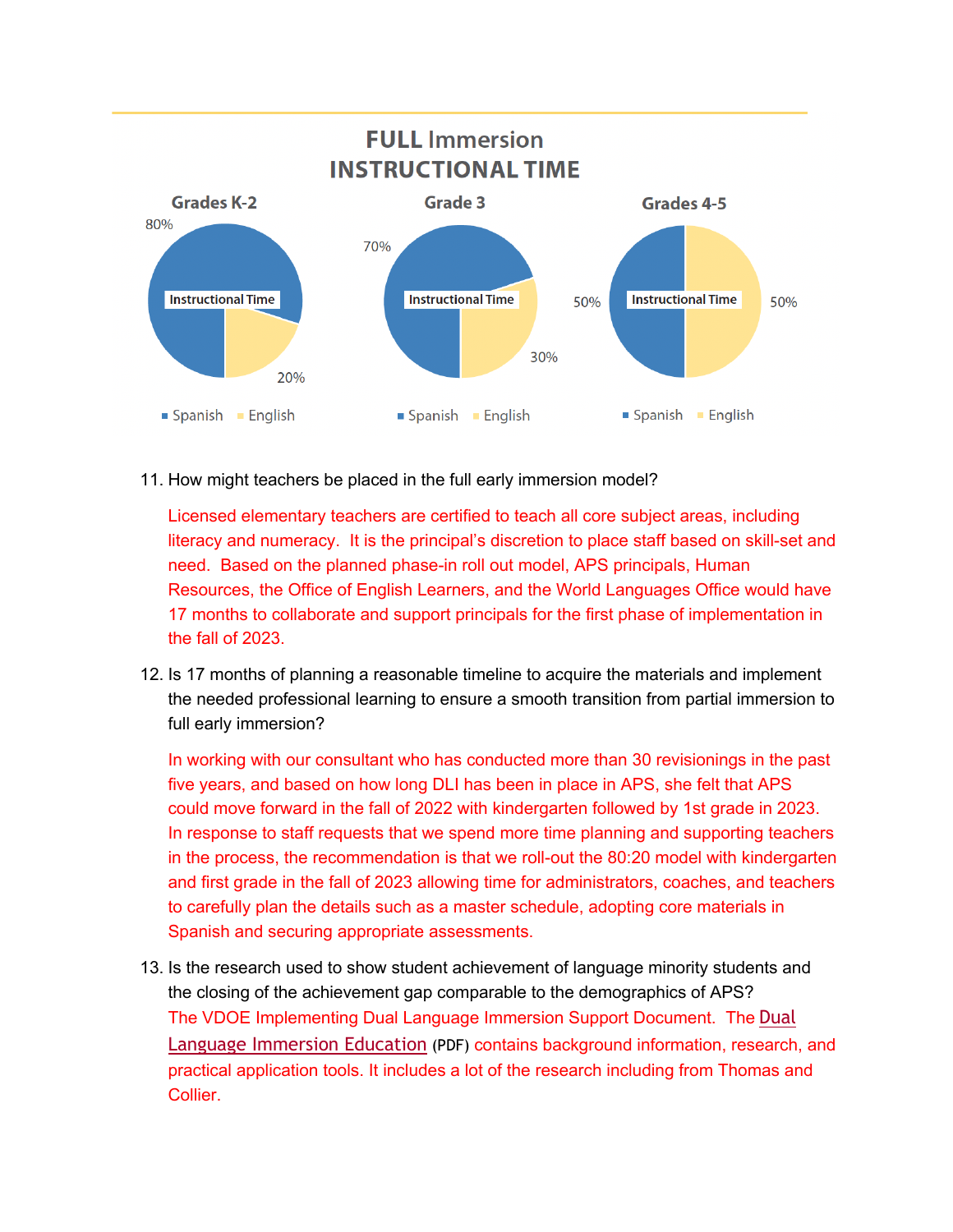FULL Immersion
INSTRUCTIONAL TIME

Grades K-2

80%

Instructional Time

20%

Spanish English

Grade 3

70%

Instructional Time

30%

Spanish English

Grades 4-5

50%

Instructional Time

50%

Spanish English

11. How might teachers be placed in the full early immersion model?

    Licensed elementary teachers are certified to teach all core subject areas, including literacy and numeracy. It is the principal's discretion to place staff based on skill-set and need. Based on the planned phase-in roll out model, APS principals, Human Resources, the Office of English Learners, and the World Languages Office would have 17 months to collaborate and support principals for the first phase of implementation in the fall of 2023.

12. Is 17 months of planning a reasonable timeline to acquire the materials and implement the needed professional learning to ensure a smooth transition from partial immersion to full early immersion?

    In working with our consultant who has conducted more than 30 revisionings in the past five years, and based on how long DLI has been in place in APS, she felt that APS could move forward in the fall of 2022 with kindergarten followed by 1st grade in 2023. In response to staff requests that we spend more time planning and supporting teachers in the process, the recommendation is that we roll-out the 80:20 model with kindergarten and first grade in the fall of 2023 allowing time for administrators, coaches, and teachers to carefully plan the details such as a master schedule, adopting core materials in Spanish and securing appropriate assessments.

13. Is the research used to show student achievement of language minority students and the closing of the achievement gap comparable to the demographics of APS?

    The VDOE Implementing Dual Language Immersion Support Document. The Dual Language Immersion Education (PDF) contains background information, research, and practical application tools. It includes a lot of the research including from Thomas and Collier.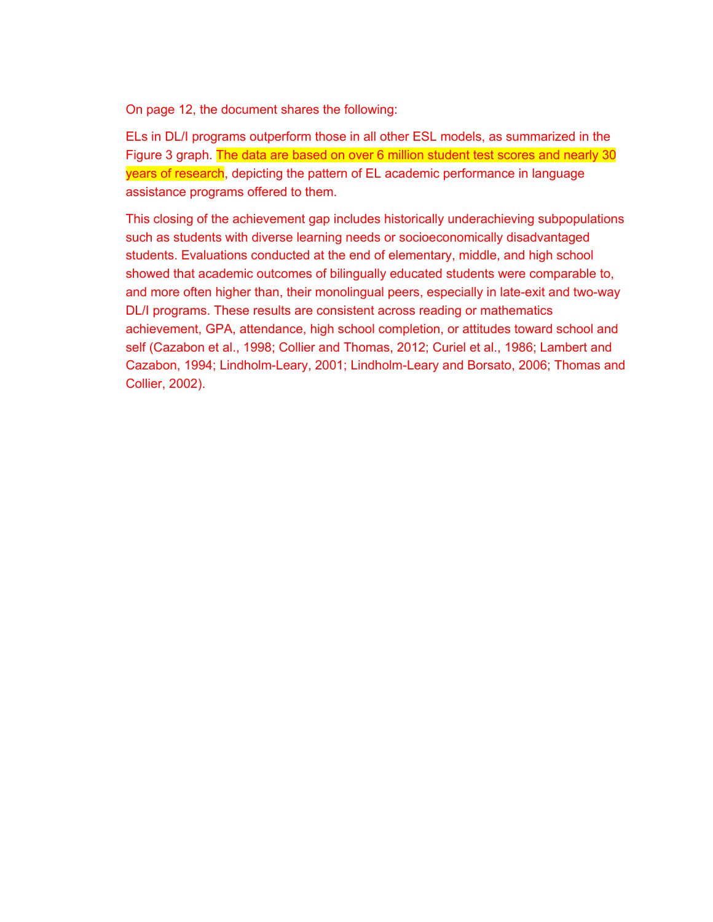On page 12, the document shares the following:

ELs in DL/I programs outperform those in all other ESL models, as summarized in the Figure 3 graph. The data are based on over 6 million student test scores and nearly 30 years of research, depicting the pattern of EL academic performance in language assistance programs offered to them.

This closing of the achievement gap includes historically underachieving subpopulations such as students with diverse learning needs or socioeconomically disadvantaged students. Evaluations conducted at the end of elementary, middle, and high school showed that academic outcomes of bilingually educated students were comparable to, and more often higher than, their monolingual peers, especially in late-exit and two-way DL/I programs. These results are consistent across reading or mathematics achievement, GPA, attendance, high school completion, or attitudes toward school and self (Cazabon et al., 1998; Collier and Thomas, 2012; Curiel et al., 1986; Lambert and Cazabon, 1994; Lindholm-Leary, 2001; Lindholm-Leary and Borsato, 2006; Thomas and Collier, 2002).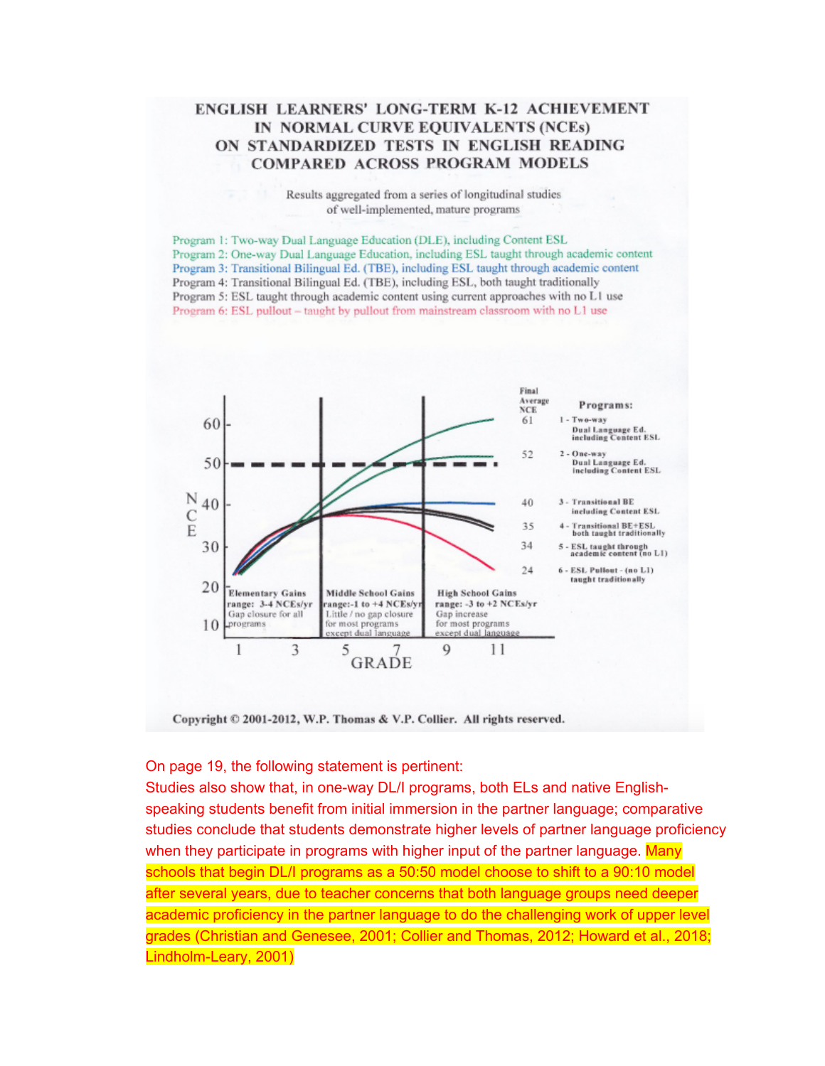ENGLISH LEARNERS' LONG-TERM K-12 ACHIEVEMENT IN NORMAL CURVE EQUIVALENTS (NCEs) ON STANDARDIZED TESTS IN ENGLISH READING COMPARED ACROSS PROGRAM MODELS

Results aggregated from a series of longitudinal studies of well-implemented, mature programs

Program 1: Two-way Dual Language Education (DLE), including Content ESL
Program 2: One-way Dual Language Education, including ESL taught through academic content
Program 3: Transitional Bilingual Ed. (TBE), including ESL taught through academic content
Program 4: Transitional Bilingual Ed. (TBE), including ESL, both taught traditionally
Program 5: ESL taught through academic content using current approaches with no L1 use
Program 6: ESL pullout – taught by pullout from mainstream classroom with no L1 use

NCE
60
50
40
30
20
10

Elementary Gains
range: 3-4 NCEs/yr
Gap closure for all programs

Middle School Gains
range: -1 to +4 NCEs/yr
Little / no gap closure for most programs except dual language

High School Gains
range: -3 to +2 NCEs/yr
Gap increase for most programs except dual language

1 3 5 7 9 11
GRADE

Final Average NCE

Programs:

61 1 - Two-way Dual Language Ed. including Content ESL
52 2 - One-way Dual Language Ed. including Content ESL
40 3 - Transitional BE including Content ESL
35 4 - Transitional BE+ESL both taught traditionally
34 5 - ESL taught through academic content (no L1)
24 6 - ESL Pullout - (no L1) taught traditionally

Copyright © 2001-2012, W.P. Thomas & V.P. Collier. All rights reserved.

On page 19, the following statement is pertinent:
Studies also show that, in one-way DL/I programs, both ELs and native English-speaking students benefit from initial immersion in the partner language; comparative studies conclude that students demonstrate higher levels of partner language proficiency when they participate in programs with higher input of the partner language. Many schools that begin DL/I programs as a 50:50 model choose to shift to a 90:10 model after several years, due to teacher concerns that both language groups need deeper academic proficiency in the partner language to do the challenging work of upper level grades (Christian and Genesee, 2001; Collier and Thomas, 2012; Howard et al., 2018; Lindholm-Leary, 2001)